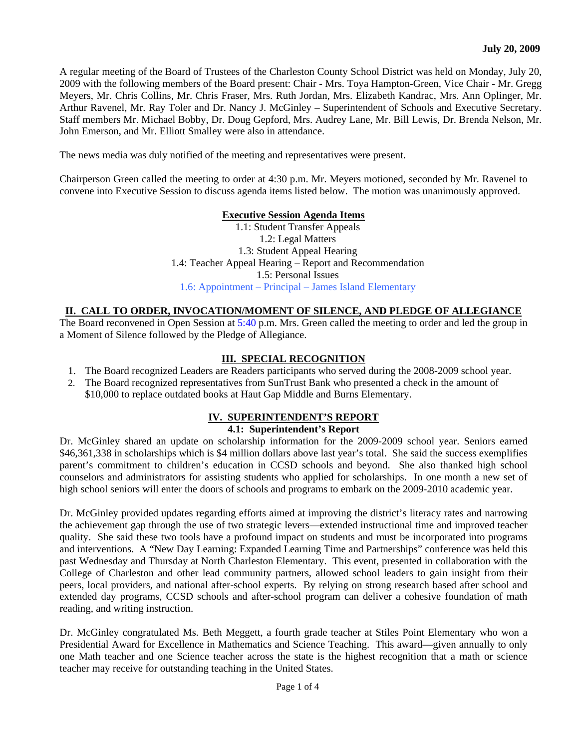**July 20, 2009**

A regular meeting of the Board of Trustees of the Charleston County School District was held on Monday, July 20, 2009 with the following members of the Board present: Chair - Mrs. Toya Hampton-Green, Vice Chair - Mr. Gregg Meyers, Mr. Chris Collins, Mr. Chris Fraser, Mrs. Ruth Jordan, Mrs. Elizabeth Kandrac, Mrs. Ann Oplinger, Mr. Arthur Ravenel, Mr. Ray Toler and Dr. Nancy J. McGinley – Superintendent of Schools and Executive Secretary. Staff members Mr. Michael Bobby, Dr. Doug Gepford, Mrs. Audrey Lane, Mr. Bill Lewis, Dr. Brenda Nelson, Mr. John Emerson, and Mr. Elliott Smalley were also in attendance.

The news media was duly notified of the meeting and representatives were present.

Chairperson Green called the meeting to order at 4:30 p.m. Mr. Meyers motioned, seconded by Mr. Ravenel to convene into Executive Session to discuss agenda items listed below. The motion was unanimously approved.

**Executive Session Agenda Items**

1.1: Student Transfer Appeals
1.2: Legal Matters
1.3: Student Appeal Hearing
1.4: Teacher Appeal Hearing – Report and Recommendation
1.5: Personal Issues
1.6: Appointment – Principal – James Island Elementary

## II. CALL TO ORDER, INVOCATION/MOMENT OF SILENCE, AND PLEDGE OF ALLEGIANCE

The Board reconvened in Open Session at 5:40 p.m. Mrs. Green called the meeting to order and led the group in a Moment of Silence followed by the Pledge of Allegiance.

## III. SPECIAL RECOGNITION

1. The Board recognized Leaders are Readers participants who served during the 2008-2009 school year.
2. The Board recognized representatives from SunTrust Bank who presented a check in the amount of $10,000 to replace outdated books at Haut Gap Middle and Burns Elementary.

## IV. SUPERINTENDENT'S REPORT

### 4.1: Superintendent's Report

Dr. McGinley shared an update on scholarship information for the 2009-2009 school year. Seniors earned $46,361,338 in scholarships which is $4 million dollars above last year's total. She said the success exemplifies parent's commitment to children's education in CCSD schools and beyond. She also thanked high school counselors and administrators for assisting students who applied for scholarships. In one month a new set of high school seniors will enter the doors of schools and programs to embark on the 2009-2010 academic year.

Dr. McGinley provided updates regarding efforts aimed at improving the district's literacy rates and narrowing the achievement gap through the use of two strategic levers—extended instructional time and improved teacher quality. She said these two tools have a profound impact on students and must be incorporated into programs and interventions. A "New Day Learning: Expanded Learning Time and Partnerships" conference was held this past Wednesday and Thursday at North Charleston Elementary. This event, presented in collaboration with the College of Charleston and other lead community partners, allowed school leaders to gain insight from their peers, local providers, and national after-school experts. By relying on strong research based after school and extended day programs, CCSD schools and after-school program can deliver a cohesive foundation of math reading, and writing instruction.

Dr. McGinley congratulated Ms. Beth Meggett, a fourth grade teacher at Stiles Point Elementary who won a Presidential Award for Excellence in Mathematics and Science Teaching. This award—given annually to only one Math teacher and one Science teacher across the state is the highest recognition that a math or science teacher may receive for outstanding teaching in the United States.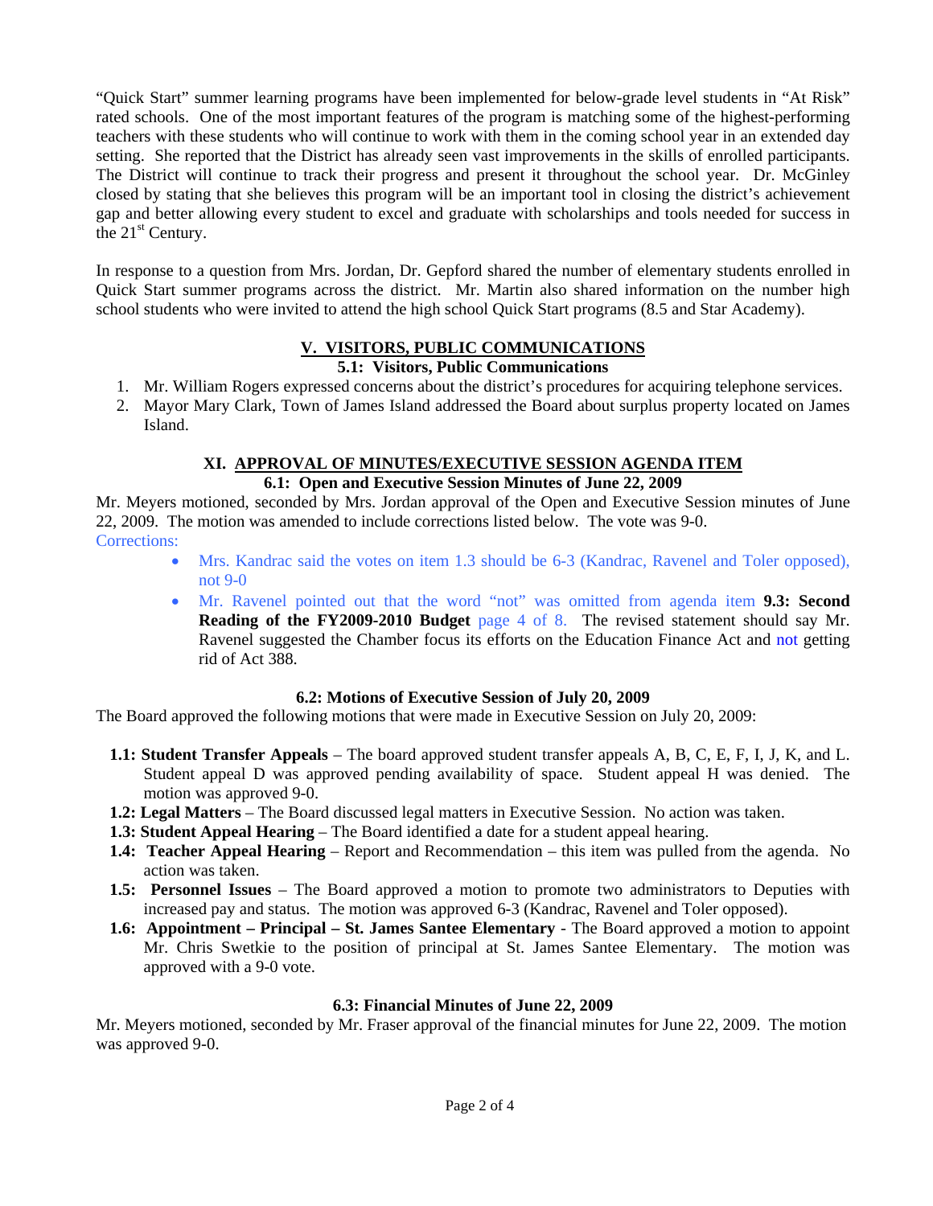"Quick Start" summer learning programs have been implemented for below-grade level students in "At Risk" rated schools. One of the most important features of the program is matching some of the highest-performing teachers with these students who will continue to work with them in the coming school year in an extended day setting. She reported that the District has already seen vast improvements in the skills of enrolled participants. The District will continue to track their progress and present it throughout the school year. Dr. McGinley closed by stating that she believes this program will be an important tool in closing the district's achievement gap and better allowing every student to excel and graduate with scholarships and tools needed for success in the 21st Century.

In response to a question from Mrs. Jordan, Dr. Gepford shared the number of elementary students enrolled in Quick Start summer programs across the district. Mr. Martin also shared information on the number high school students who were invited to attend the high school Quick Start programs (8.5 and Star Academy).

## V. VISITORS, PUBLIC COMMUNICATIONS

### 5.1: Visitors, Public Communications

1. Mr. William Rogers expressed concerns about the district's procedures for acquiring telephone services.
2. Mayor Mary Clark, Town of James Island addressed the Board about surplus property located on James Island.

## XI. APPROVAL OF MINUTES/EXECUTIVE SESSION AGENDA ITEM

### 6.1: Open and Executive Session Minutes of June 22, 2009

Mr. Meyers motioned, seconded by Mrs. Jordan approval of the Open and Executive Session minutes of June 22, 2009. The motion was amended to include corrections listed below. The vote was 9-0.

Corrections:

- Mrs. Kandrac said the votes on item 1.3 should be 6-3 (Kandrac, Ravenel and Toler opposed), not 9-0
- Mr. Ravenel pointed out that the word "not" was omitted from agenda item **9.3: Second Reading of the FY2009-2010 Budget** page 4 of 8. The revised statement should say Mr. Ravenel suggested the Chamber focus its efforts on the Education Finance Act and not getting rid of Act 388.

### 6.2: Motions of Executive Session of July 20, 2009

The Board approved the following motions that were made in Executive Session on July 20, 2009:

- **1.1: Student Transfer Appeals** – The board approved student transfer appeals A, B, C, E, F, I, J, K, and L. Student appeal D was approved pending availability of space. Student appeal H was denied. The motion was approved 9-0.
- **1.2: Legal Matters** – The Board discussed legal matters in Executive Session. No action was taken.
- **1.3: Student Appeal Hearing** – The Board identified a date for a student appeal hearing.
- **1.4: Teacher Appeal Hearing** – Report and Recommendation – this item was pulled from the agenda. No action was taken.
- **1.5: Personnel Issues** – The Board approved a motion to promote two administrators to Deputies with increased pay and status. The motion was approved 6-3 (Kandrac, Ravenel and Toler opposed).
- **1.6: Appointment – Principal – St. James Santee Elementary** - The Board approved a motion to appoint Mr. Chris Swetkie to the position of principal at St. James Santee Elementary. The motion was approved with a 9-0 vote.

### 6.3: Financial Minutes of June 22, 2009

Mr. Meyers motioned, seconded by Mr. Fraser approval of the financial minutes for June 22, 2009. The motion was approved 9-0.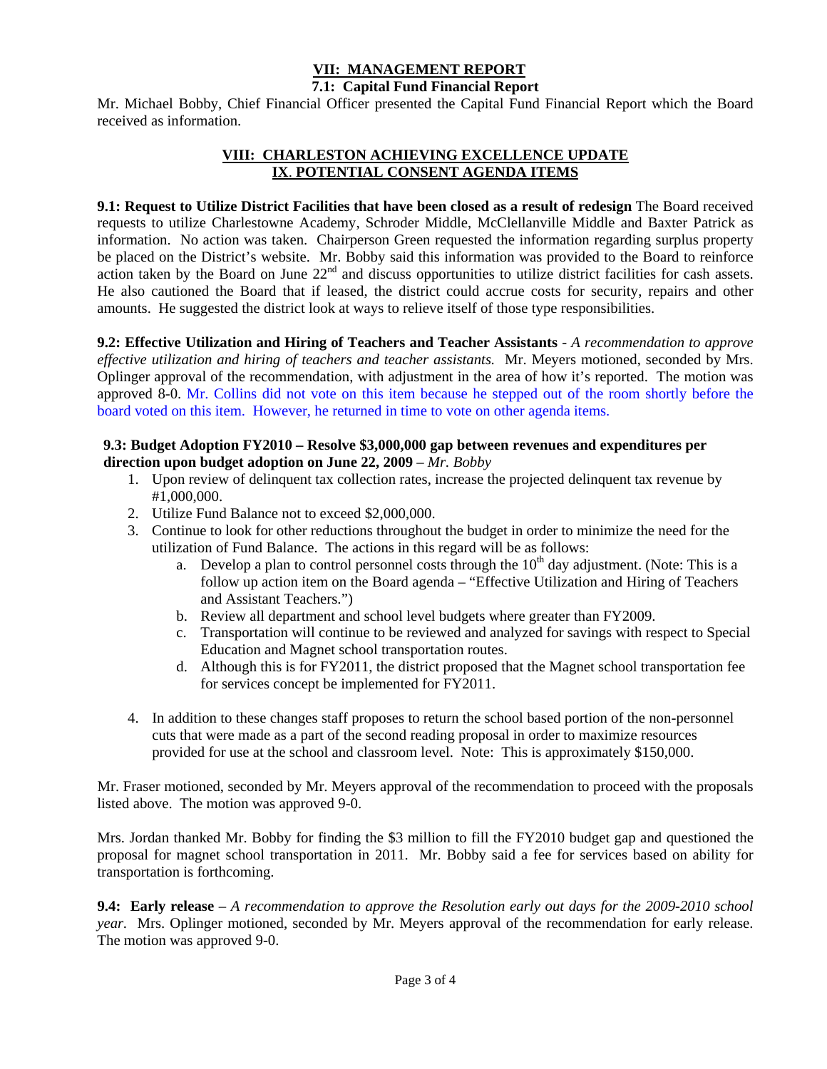## VII: MANAGEMENT REPORT

### 7.1: Capital Fund Financial Report

Mr. Michael Bobby, Chief Financial Officer presented the Capital Fund Financial Report which the Board received as information.

## VIII: CHARLESTON ACHIEVING EXCELLENCE UPDATE

## IX. POTENTIAL CONSENT AGENDA ITEMS

**9.1: Request to Utilize District Facilities that have been closed as a result of redesign** The Board received requests to utilize Charlestowne Academy, Schroder Middle, McClellanville Middle and Baxter Patrick as information. No action was taken. Chairperson Green requested the information regarding surplus property be placed on the District's website. Mr. Bobby said this information was provided to the Board to reinforce action taken by the Board on June 22nd and discuss opportunities to utilize district facilities for cash assets. He also cautioned the Board that if leased, the district could accrue costs for security, repairs and other amounts. He suggested the district look at ways to relieve itself of those type responsibilities.

**9.2: Effective Utilization and Hiring of Teachers and Teacher Assistants** - *A recommendation to approve effective utilization and hiring of teachers and teacher assistants.* Mr. Meyers motioned, seconded by Mrs. Oplinger approval of the recommendation, with adjustment in the area of how it's reported. The motion was approved 8-0. Mr. Collins did not vote on this item because he stepped out of the room shortly before the board voted on this item. However, he returned in time to vote on other agenda items.

**9.3: Budget Adoption FY2010 – Resolve $3,000,000 gap between revenues and expenditures per direction upon budget adoption on June 22, 2009** – *Mr. Bobby*

1. Upon review of delinquent tax collection rates, increase the projected delinquent tax revenue by #1,000,000.
2. Utilize Fund Balance not to exceed $2,000,000.
3. Continue to look for other reductions throughout the budget in order to minimize the need for the utilization of Fund Balance. The actions in this regard will be as follows:
   a. Develop a plan to control personnel costs through the 10th day adjustment. (Note: This is a follow up action item on the Board agenda – "Effective Utilization and Hiring of Teachers and Assistant Teachers.")
   b. Review all department and school level budgets where greater than FY2009.
   c. Transportation will continue to be reviewed and analyzed for savings with respect to Special Education and Magnet school transportation routes.
   d. Although this is for FY2011, the district proposed that the Magnet school transportation fee for services concept be implemented for FY2011.
4. In addition to these changes staff proposes to return the school based portion of the non-personnel cuts that were made as a part of the second reading proposal in order to maximize resources provided for use at the school and classroom level. Note: This is approximately $150,000.

Mr. Fraser motioned, seconded by Mr. Meyers approval of the recommendation to proceed with the proposals listed above. The motion was approved 9-0.

Mrs. Jordan thanked Mr. Bobby for finding the $3 million to fill the FY2010 budget gap and questioned the proposal for magnet school transportation in 2011. Mr. Bobby said a fee for services based on ability for transportation is forthcoming.

**9.4: Early release** – *A recommendation to approve the Resolution early out days for the 2009-2010 school year.* Mrs. Oplinger motioned, seconded by Mr. Meyers approval of the recommendation for early release. The motion was approved 9-0.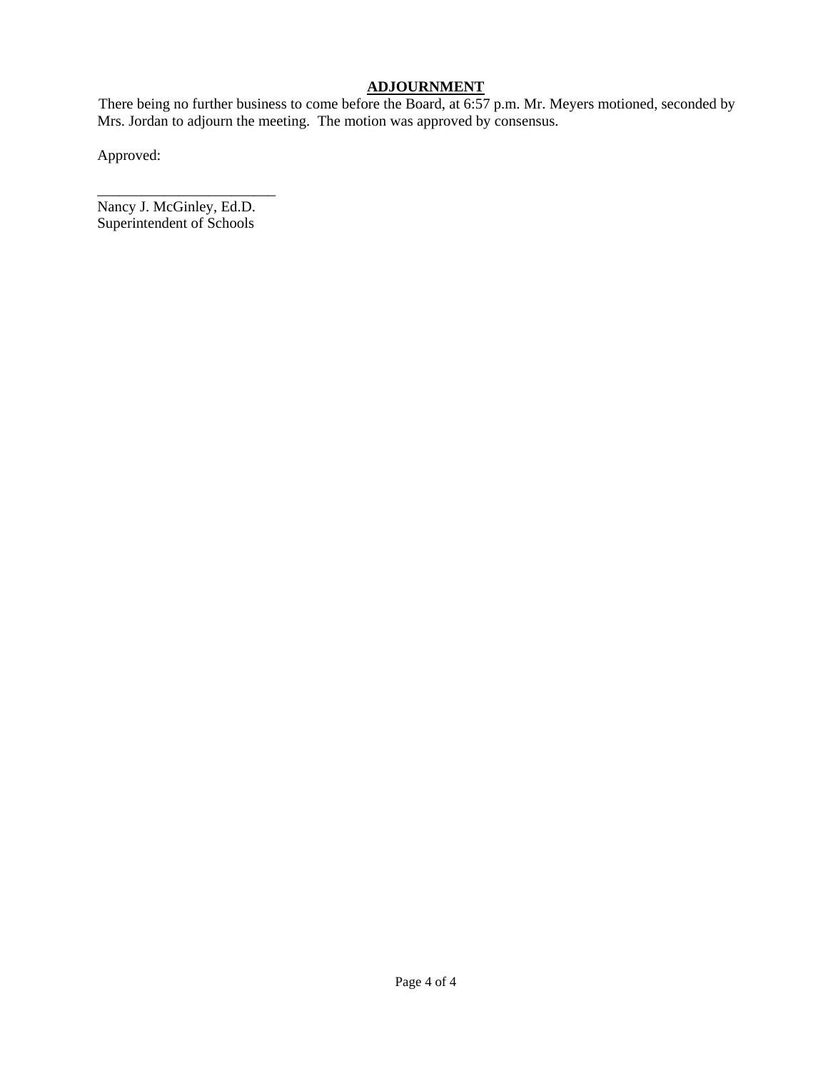## ADJOURNMENT

There being no further business to come before the Board, at 6:57 p.m. Mr. Meyers motioned, seconded by Mrs. Jordan to adjourn the meeting. The motion was approved by consensus.

Approved:

\_\_\_\_\_\_\_\_\_\_\_\_\_\_\_\_\_\_\_\_\_\_\_\_\_

Nancy J. McGinley, Ed.D.
Superintendent of Schools